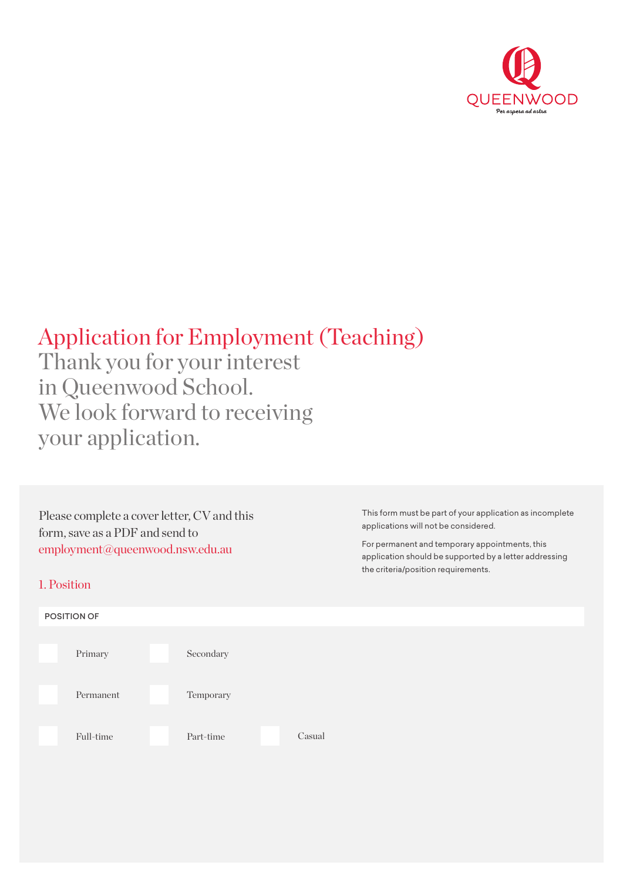QUEENWOOD

*Per aspera ad astra*

# Application for Employment (Teaching)

Thank you for your interest in Queenwood School. We look forward to receiving your application.

Please complete a cover letter, CV and this form, save as a PDF and send to employment@queenwood.nsw.edu.au

This form must be part of your application as incomplete applications will not be considered.

For permanent and temporary appointments, this application should be supported by a letter addressing the criteria/position requirements.

## 1. Position

POSITION OF

- [ ] Primary
- [ ] Secondary

- [ ] Permanent
- [ ] Temporary

- [ ] Full-time
- [ ] Part-time
- [ ] Casual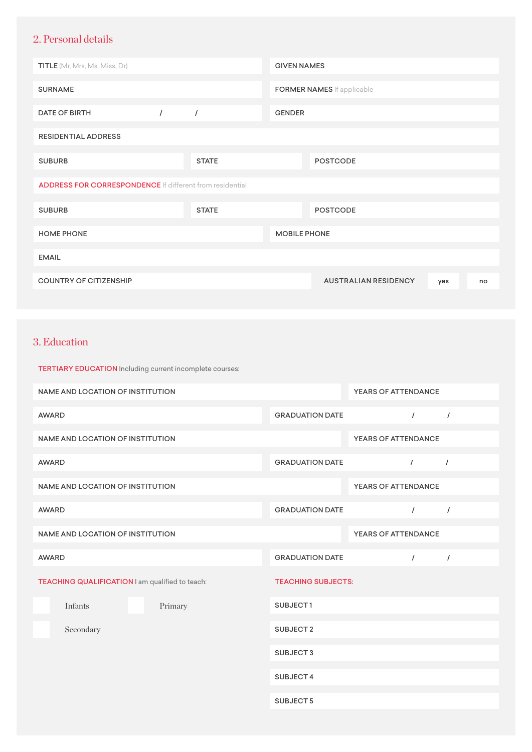## 2. Personal details

| | |
|---|---|
| TITLE (Mr, Mrs, Ms, Miss, Dr) | GIVEN NAMES |
| SURNAME | FORMER NAMES If applicable |
| DATE OF BIRTH / / | GENDER |

RESIDENTIAL ADDRESS

| | | |
|---|---|---|
| SUBURB | STATE | POSTCODE |

ADDRESS FOR CORRESPONDENCE If different from residential

| | | |
|---|---|---|
| SUBURB | STATE | POSTCODE |

| | |
|---|---|
| HOME PHONE | MOBILE PHONE |

EMAIL

| | | | |
|---|---|---|---|
| COUNTRY OF CITIZENSHIP | AUSTRALIAN RESIDENCY | yes | no |

## 3. Education

TERTIARY EDUCATION Including current incomplete courses:

| | |
|---|---|
| NAME AND LOCATION OF INSTITUTION | YEARS OF ATTENDANCE |
| AWARD | GRADUATION DATE / / |
| NAME AND LOCATION OF INSTITUTION | YEARS OF ATTENDANCE |
| AWARD | GRADUATION DATE / / |
| NAME AND LOCATION OF INSTITUTION | YEARS OF ATTENDANCE |
| AWARD | GRADUATION DATE / / |
| NAME AND LOCATION OF INSTITUTION | YEARS OF ATTENDANCE |
| AWARD | GRADUATION DATE / / |

TEACHING QUALIFICATION I am qualified to teach:

- [ ] Infants
- [ ] Primary
- [ ] Secondary

TEACHING SUBJECTS:

SUBJECT 1

SUBJECT 2

SUBJECT 3

SUBJECT 4

SUBJECT 5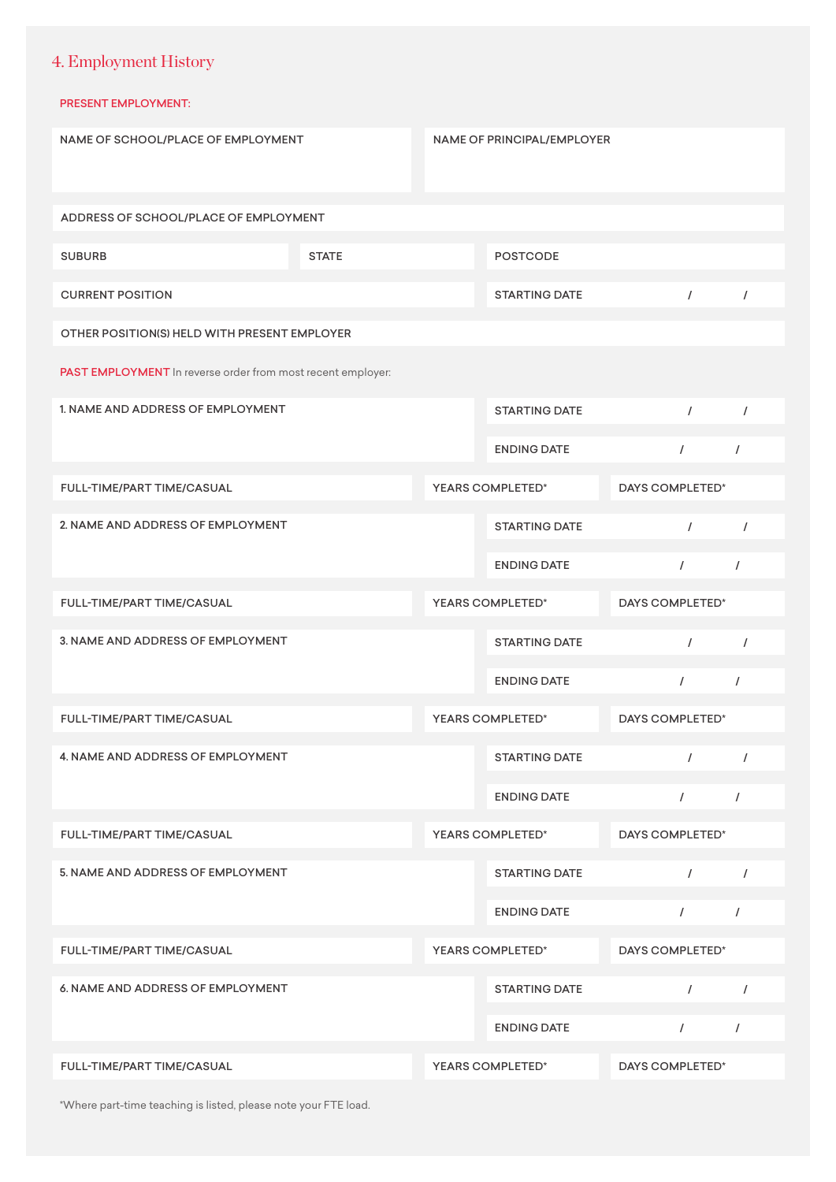## 4. Employment History

PRESENT EMPLOYMENT:

| NAME OF SCHOOL/PLACE OF EMPLOYMENT | NAME OF PRINCIPAL/EMPLOYER |
|---|---|
| | |

| ADDRESS OF SCHOOL/PLACE OF EMPLOYMENT | | |
|---|---|---|
| SUBURB | STATE | POSTCODE |
| CURRENT POSITION | | STARTING DATE / / |
| OTHER POSITION(S) HELD WITH PRESENT EMPLOYER | | |

PAST EMPLOYMENT In reverse order from most recent employer:

| 1. NAME AND ADDRESS OF EMPLOYMENT | | STARTING DATE / / |
|---|---|---|
| | | ENDING DATE / / |
| FULL-TIME/PART TIME/CASUAL | YEARS COMPLETED* | DAYS COMPLETED* |

| 2. NAME AND ADDRESS OF EMPLOYMENT | | STARTING DATE / / |
|---|---|---|
| | | ENDING DATE / / |
| FULL-TIME/PART TIME/CASUAL | YEARS COMPLETED* | DAYS COMPLETED* |

| 3. NAME AND ADDRESS OF EMPLOYMENT | | STARTING DATE / / |
|---|---|---|
| | | ENDING DATE / / |
| FULL-TIME/PART TIME/CASUAL | YEARS COMPLETED* | DAYS COMPLETED* |

| 4. NAME AND ADDRESS OF EMPLOYMENT | | STARTING DATE / / |
|---|---|---|
| | | ENDING DATE / / |
| FULL-TIME/PART TIME/CASUAL | YEARS COMPLETED* | DAYS COMPLETED* |

| 5. NAME AND ADDRESS OF EMPLOYMENT | | STARTING DATE / / |
|---|---|---|
| | | ENDING DATE / / |
| FULL-TIME/PART TIME/CASUAL | YEARS COMPLETED* | DAYS COMPLETED* |

| 6. NAME AND ADDRESS OF EMPLOYMENT | | STARTING DATE / / |
|---|---|---|
| | | ENDING DATE / / |
| FULL-TIME/PART TIME/CASUAL | YEARS COMPLETED* | DAYS COMPLETED* |

*Where part-time teaching is listed, please note your FTE load.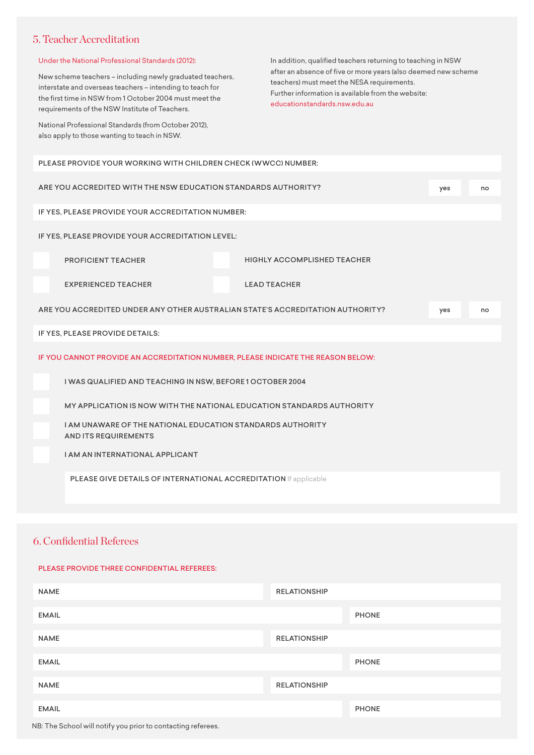## 5. Teacher Accreditation

Under the National Professional Standards (2012):

New scheme teachers – including newly graduated teachers, interstate and overseas teachers – intending to teach for the first time in NSW from 1 October 2004 must meet the requirements of the NSW Institute of Teachers.

National Professional Standards (from October 2012), also apply to those wanting to teach in NSW.

In addition, qualified teachers returning to teaching in NSW after an absence of five or more years (also deemed new scheme teachers) must meet the NESA requirements.
Further information is available from the website: educationstandards.nsw.edu.au

PLEASE PROVIDE YOUR WORKING WITH CHILDREN CHECK (WWCC) NUMBER:

ARE YOU ACCREDITED WITH THE NSW EDUCATION STANDARDS AUTHORITY? ☐ yes ☐ no

IF YES, PLEASE PROVIDE YOUR ACCREDITATION NUMBER:

IF YES, PLEASE PROVIDE YOUR ACCREDITATION LEVEL:

- ☐ PROFICIENT TEACHER
- ☐ HIGHLY ACCOMPLISHED TEACHER
- ☐ EXPERIENCED TEACHER
- ☐ LEAD TEACHER

ARE YOU ACCREDITED UNDER ANY OTHER AUSTRALIAN STATE'S ACCREDITATION AUTHORITY? ☐ yes ☐ no

IF YES, PLEASE PROVIDE DETAILS:

IF YOU CANNOT PROVIDE AN ACCREDITATION NUMBER, PLEASE INDICATE THE REASON BELOW:

- ☐ I WAS QUALIFIED AND TEACHING IN NSW, BEFORE 1 OCTOBER 2004
- ☐ MY APPLICATION IS NOW WITH THE NATIONAL EDUCATION STANDARDS AUTHORITY
- ☐ I AM UNAWARE OF THE NATIONAL EDUCATION STANDARDS AUTHORITY AND ITS REQUIREMENTS
- ☐ I AM AN INTERNATIONAL APPLICANT

PLEASE GIVE DETAILS OF INTERNATIONAL ACCREDITATION If applicable

## 6. Confidential Referees

PLEASE PROVIDE THREE CONFIDENTIAL REFEREES:

| NAME | RELATIONSHIP |
|---|---|
| EMAIL | PHONE |
| NAME | RELATIONSHIP |
| EMAIL | PHONE |
| NAME | RELATIONSHIP |
| EMAIL | PHONE |

NB: The School will notify you prior to contacting referees.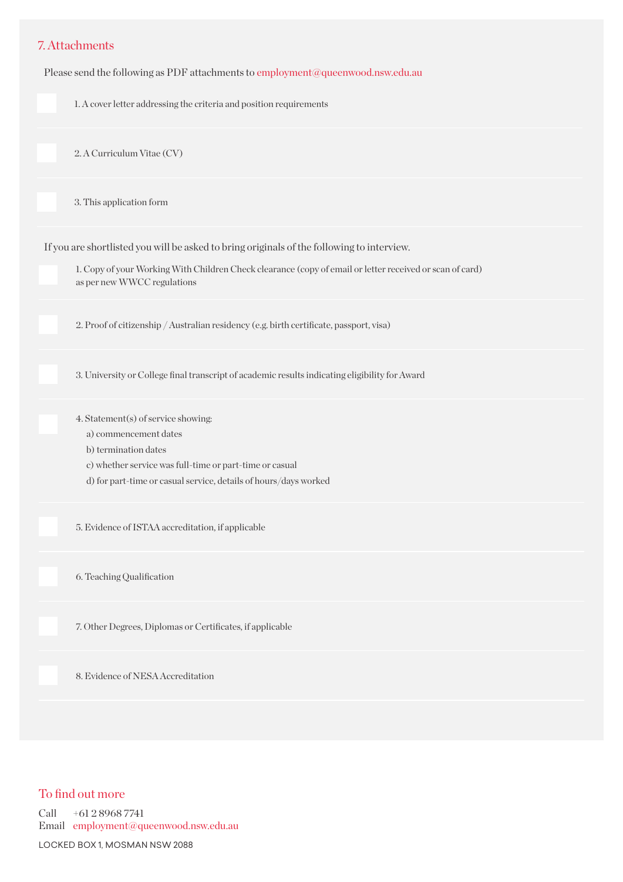## 7. Attachments

Please send the following as PDF attachments to employment@queenwood.nsw.edu.au

- ☐ 1. A cover letter addressing the criteria and position requirements
- ☐ 2. A Curriculum Vitae (CV)
- ☐ 3. This application form

If you are shortlisted you will be asked to bring originals of the following to interview.

- ☐ 1. Copy of your Working With Children Check clearance (copy of email or letter received or scan of card) as per new WWCC regulations
- ☐ 2. Proof of citizenship / Australian residency (e.g. birth certificate, passport, visa)
- ☐ 3. University or College final transcript of academic results indicating eligibility for Award
- ☐ 4. Statement(s) of service showing:
  - a) commencement dates
  - b) termination dates
  - c) whether service was full-time or part-time or casual
  - d) for part-time or casual service, details of hours/days worked
- ☐ 5. Evidence of ISTAA accreditation, if applicable
- ☐ 6. Teaching Qualification
- ☐ 7. Other Degrees, Diplomas or Certificates, if applicable
- ☐ 8. Evidence of NESA Accreditation

## To find out more

Call +61 2 8968 7741
Email employment@queenwood.nsw.edu.au

LOCKED BOX 1, MOSMAN NSW 2088